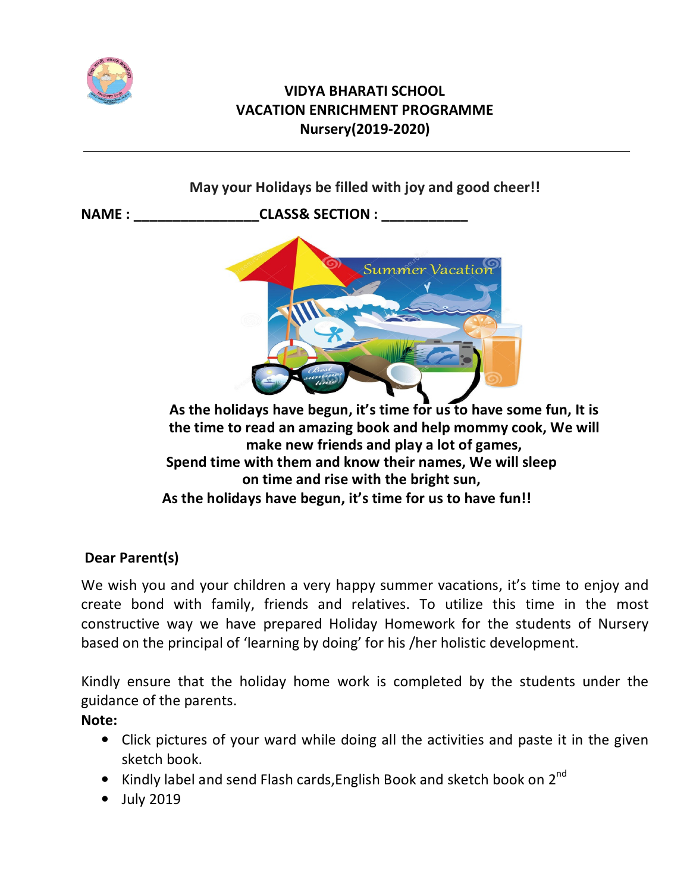# VIDYA BHARATI SCHOOL
## VACATION ENRICHMENT PROGRAMME
## Nursery(2019-2020)

---

**May your Holidays be filled with joy and good cheer!!**

**NAME : ________________CLASS& SECTION : ___________**

**As the holidays have begun, it's time for us to have some fun, It is the time to read an amazing book and help mommy cook, We will make new friends and play a lot of games,**
**Spend time with them and know their names, We will sleep on time and rise with the bright sun,**
**As the holidays have begun, it's time for us to have fun!!**

**Dear Parent(s)**

We wish you and your children a very happy summer vacations, it's time to enjoy and create bond with family, friends and relatives. To utilize this time in the most constructive way we have prepared Holiday Homework for the students of Nursery based on the principal of 'learning by doing' for his /her holistic development.

Kindly ensure that the holiday home work is completed by the students under the guidance of the parents.

**Note:**

- Click pictures of your ward while doing all the activities and paste it in the given sketch book.
- Kindly label and send Flash cards,English Book and sketch book on 2nd
- July 2019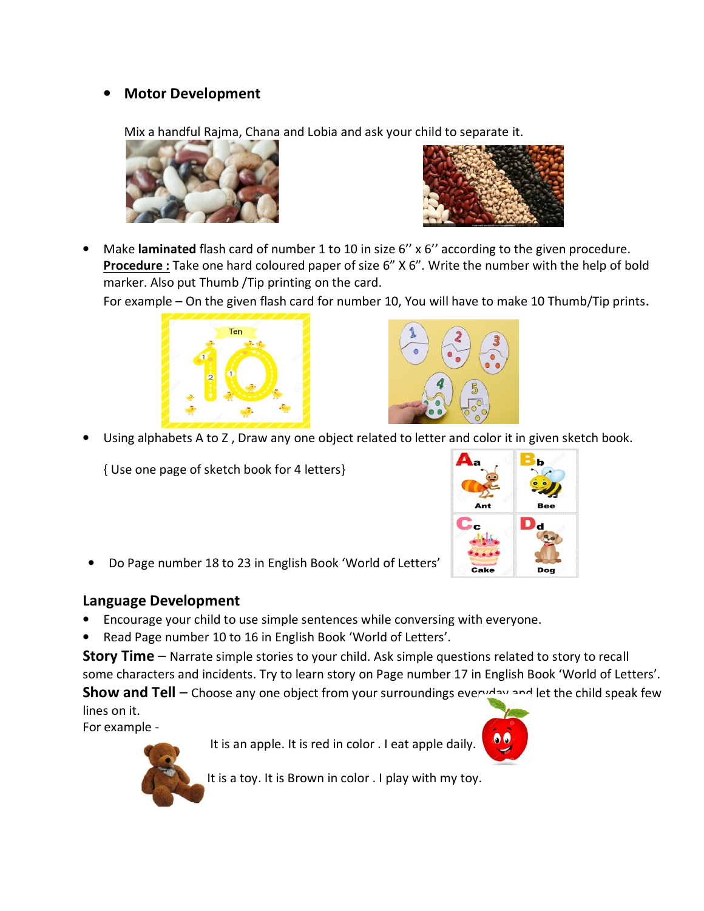- **Motor Development**

  Mix a handful Rajma, Chana and Lobia and ask your child to separate it.

- Make **laminated** flash card of number 1 to 10 in size 6'' x 6'' according to the given procedure.
  **Procedure :** Take one hard coloured paper of size 6" X 6". Write the number with the help of bold marker. Also put Thumb /Tip printing on the card.
  For example – On the given flash card for number 10, You will have to make 10 Thumb/Tip prints.

- Using alphabets A to Z , Draw any one object related to letter and color it in given sketch book.

  { Use one page of sketch book for 4 letters}

- Do Page number 18 to 23 in English Book 'World of Letters'

## Language Development

- Encourage your child to use simple sentences while conversing with everyone.
- Read Page number 10 to 16 in English Book 'World of Letters'.

**Story Time** – Narrate simple stories to your child. Ask simple questions related to story to recall some characters and incidents. Try to learn story on Page number 17 in English Book 'World of Letters'.

**Show and Tell** – Choose any one object from your surroundings everyday and let the child speak few lines on it.

For example -

It is an apple. It is red in color . I eat apple daily.

It is a toy. It is Brown in color . I play with my toy.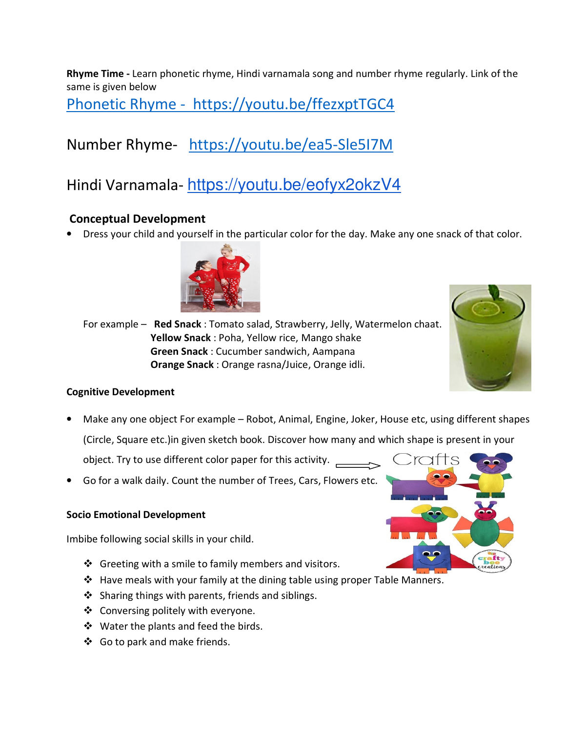**Rhyme Time -** Learn phonetic rhyme, Hindi varnamala song and number rhyme regularly. Link of the same is given below

Phonetic Rhyme - https://youtu.be/ffezxptTGC4

Number Rhyme- https://youtu.be/ea5-Sle5I7M

Hindi Varnamala- https://youtu.be/eofyx2okzV4

## Conceptual Development

- Dress your child and yourself in the particular color for the day. Make any one snack of that color.

For example – **Red Snack** : Tomato salad, Strawberry, Jelly, Watermelon chaat.
**Yellow Snack** : Poha, Yellow rice, Mango shake
**Green Snack** : Cucumber sandwich, Aampana
**Orange Snack** : Orange rasna/Juice, Orange idli.

### Cognitive Development

- Make any one object For example – Robot, Animal, Engine, Joker, House etc, using different shapes (Circle, Square etc.)in given sketch book. Discover how many and which shape is present in your object. Try to use different color paper for this activity.
- Go for a walk daily. Count the number of Trees, Cars, Flowers etc.

### Socio Emotional Development

Imbibe following social skills in your child.

- Greeting with a smile to family members and visitors.
- Have meals with your family at the dining table using proper Table Manners.
- Sharing things with parents, friends and siblings.
- Conversing politely with everyone.
- Water the plants and feed the birds.
- Go to park and make friends.